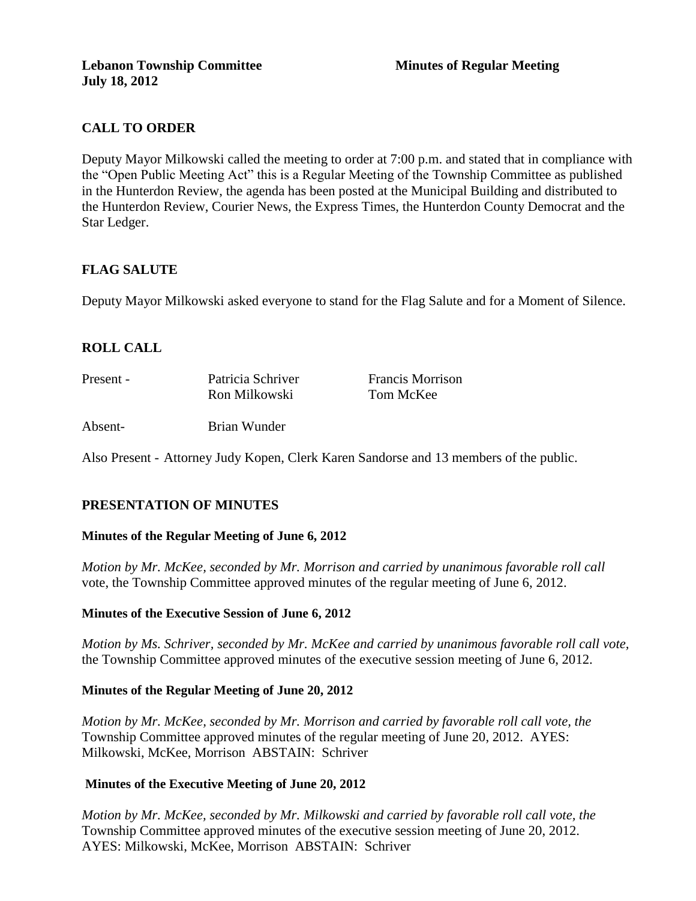**Lebanon Township Committee** **Minutes of Regular Meeting**
**July 18, 2012**

## CALL TO ORDER

Deputy Mayor Milkowski called the meeting to order at 7:00 p.m. and stated that in compliance with the "Open Public Meeting Act" this is a Regular Meeting of the Township Committee as published in the Hunterdon Review, the agenda has been posted at the Municipal Building and distributed to the Hunterdon Review, Courier News, the Express Times, the Hunterdon County Democrat and the Star Ledger.

## FLAG SALUTE

Deputy Mayor Milkowski asked everyone to stand for the Flag Salute and for a Moment of Silence.

## ROLL CALL

| | | |
|---|---|---|
| Present - | Patricia Schriver | Francis Morrison |
| | Ron Milkowski | Tom McKee |
| Absent- | Brian Wunder | |

Also Present - Attorney Judy Kopen, Clerk Karen Sandorse and 13 members of the public.

## PRESENTATION OF MINUTES

### Minutes of the Regular Meeting of June 6, 2012

*Motion by Mr. McKee, seconded by Mr. Morrison and carried by unanimous favorable roll call* vote, the Township Committee approved minutes of the regular meeting of June 6, 2012.

### Minutes of the Executive Session of June 6, 2012

*Motion by Ms. Schriver, seconded by Mr. McKee and carried by unanimous favorable roll call vote,* the Township Committee approved minutes of the executive session meeting of June 6, 2012.

### Minutes of the Regular Meeting of June 20, 2012

*Motion by Mr. McKee, seconded by Mr. Morrison and carried by favorable roll call vote, the* Township Committee approved minutes of the regular meeting of June 20, 2012. AYES: Milkowski, McKee, Morrison ABSTAIN: Schriver

### Minutes of the Executive Meeting of June 20, 2012

*Motion by Mr. McKee, seconded by Mr. Milkowski and carried by favorable roll call vote, the* Township Committee approved minutes of the executive session meeting of June 20, 2012. AYES: Milkowski, McKee, Morrison ABSTAIN: Schriver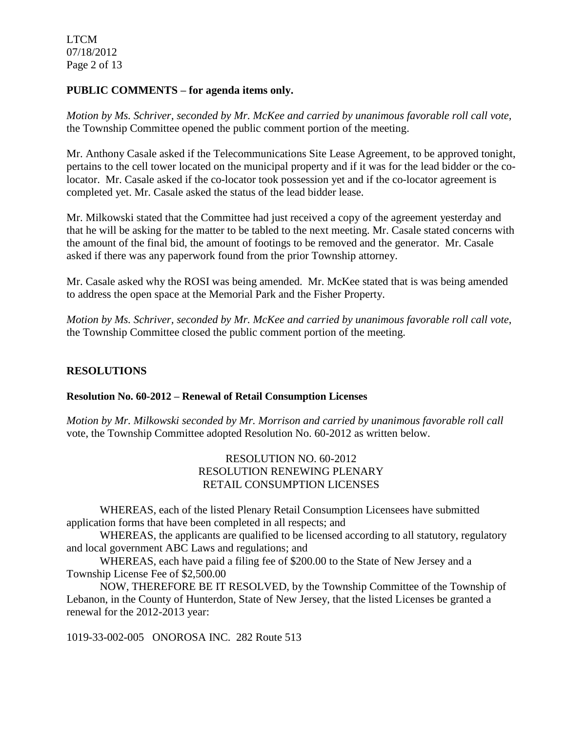**PUBLIC COMMENTS – for agenda items only.**

*Motion by Ms. Schriver, seconded by Mr. McKee and carried by unanimous favorable roll call vote,* the Township Committee opened the public comment portion of the meeting.

Mr. Anthony Casale asked if the Telecommunications Site Lease Agreement, to be approved tonight, pertains to the cell tower located on the municipal property and if it was for the lead bidder or the co-locator. Mr. Casale asked if the co-locator took possession yet and if the co-locator agreement is completed yet. Mr. Casale asked the status of the lead bidder lease.

Mr. Milkowski stated that the Committee had just received a copy of the agreement yesterday and that he will be asking for the matter to be tabled to the next meeting. Mr. Casale stated concerns with the amount of the final bid, the amount of footings to be removed and the generator. Mr. Casale asked if there was any paperwork found from the prior Township attorney.

Mr. Casale asked why the ROSI was being amended. Mr. McKee stated that is was being amended to address the open space at the Memorial Park and the Fisher Property.

*Motion by Ms. Schriver, seconded by Mr. McKee and carried by unanimous favorable roll call vote*, the Township Committee closed the public comment portion of the meeting.

## RESOLUTIONS

**Resolution No. 60-2012 – Renewal of Retail Consumption Licenses**

*Motion by Mr. Milkowski seconded by Mr. Morrison and carried by unanimous favorable roll call* vote, the Township Committee adopted Resolution No. 60-2012 as written below.

RESOLUTION NO. 60-2012
RESOLUTION RENEWING PLENARY
RETAIL CONSUMPTION LICENSES

WHEREAS, each of the listed Plenary Retail Consumption Licensees have submitted application forms that have been completed in all respects; and

WHEREAS, the applicants are qualified to be licensed according to all statutory, regulatory and local government ABC Laws and regulations; and

WHEREAS, each have paid a filing fee of $200.00 to the State of New Jersey and a Township License Fee of $2,500.00

NOW, THEREFORE BE IT RESOLVED, by the Township Committee of the Township of Lebanon, in the County of Hunterdon, State of New Jersey, that the listed Licenses be granted a renewal for the 2012-2013 year:

1019-33-002-005 ONOROSA INC. 282 Route 513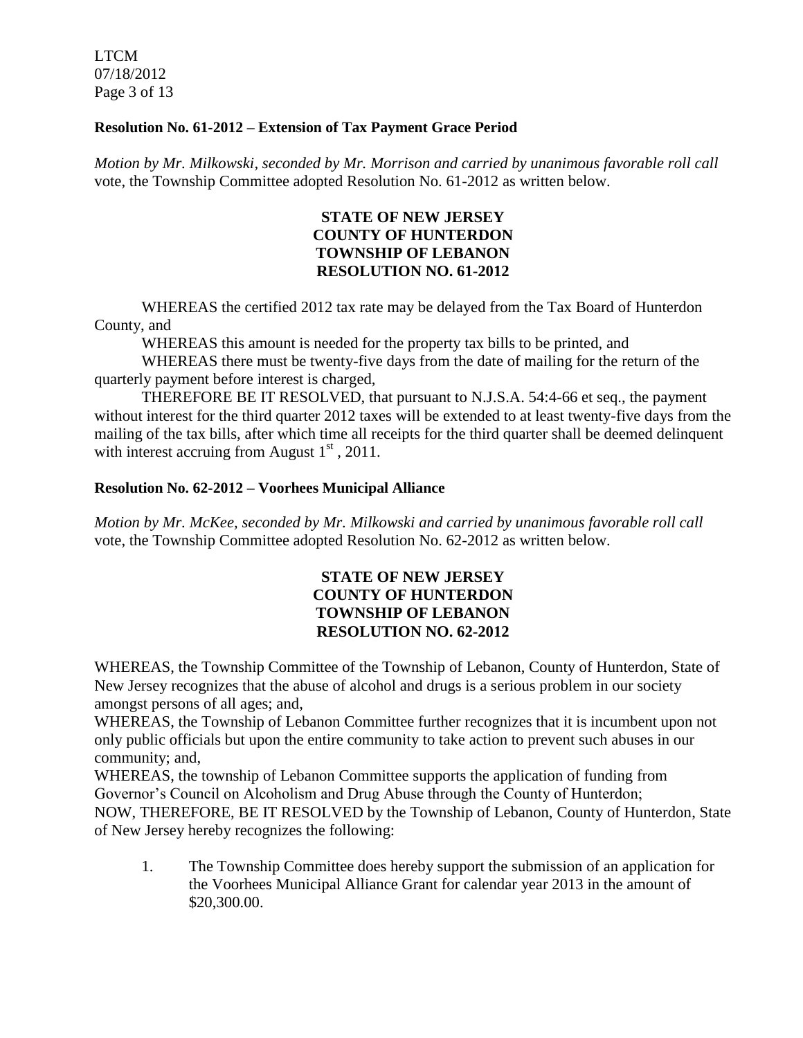**Resolution No. 61-2012 – Extension of Tax Payment Grace Period**

*Motion by Mr. Milkowski, seconded by Mr. Morrison and carried by unanimous favorable roll call* vote, the Township Committee adopted Resolution No. 61-2012 as written below.

**STATE OF NEW JERSEY**
**COUNTY OF HUNTERDON**
**TOWNSHIP OF LEBANON**
**RESOLUTION NO. 61-2012**

WHEREAS the certified 2012 tax rate may be delayed from the Tax Board of Hunterdon County, and

WHEREAS this amount is needed for the property tax bills to be printed, and

WHEREAS there must be twenty-five days from the date of mailing for the return of the quarterly payment before interest is charged,

THEREFORE BE IT RESOLVED, that pursuant to N.J.S.A. 54:4-66 et seq., the payment without interest for the third quarter 2012 taxes will be extended to at least twenty-five days from the mailing of the tax bills, after which time all receipts for the third quarter shall be deemed delinquent with interest accruing from August 1st , 2011.

**Resolution No. 62-2012 – Voorhees Municipal Alliance**

*Motion by Mr. McKee, seconded by Mr. Milkowski and carried by unanimous favorable roll call* vote, the Township Committee adopted Resolution No. 62-2012 as written below.

**STATE OF NEW JERSEY**
**COUNTY OF HUNTERDON**
**TOWNSHIP OF LEBANON**
**RESOLUTION NO. 62-2012**

WHEREAS, the Township Committee of the Township of Lebanon, County of Hunterdon, State of New Jersey recognizes that the abuse of alcohol and drugs is a serious problem in our society amongst persons of all ages; and,

WHEREAS, the Township of Lebanon Committee further recognizes that it is incumbent upon not only public officials but upon the entire community to take action to prevent such abuses in our community; and,

WHEREAS, the township of Lebanon Committee supports the application of funding from Governor's Council on Alcoholism and Drug Abuse through the County of Hunterdon;

NOW, THEREFORE, BE IT RESOLVED by the Township of Lebanon, County of Hunterdon, State of New Jersey hereby recognizes the following:

1. The Township Committee does hereby support the submission of an application for the Voorhees Municipal Alliance Grant for calendar year 2013 in the amount of $20,300.00.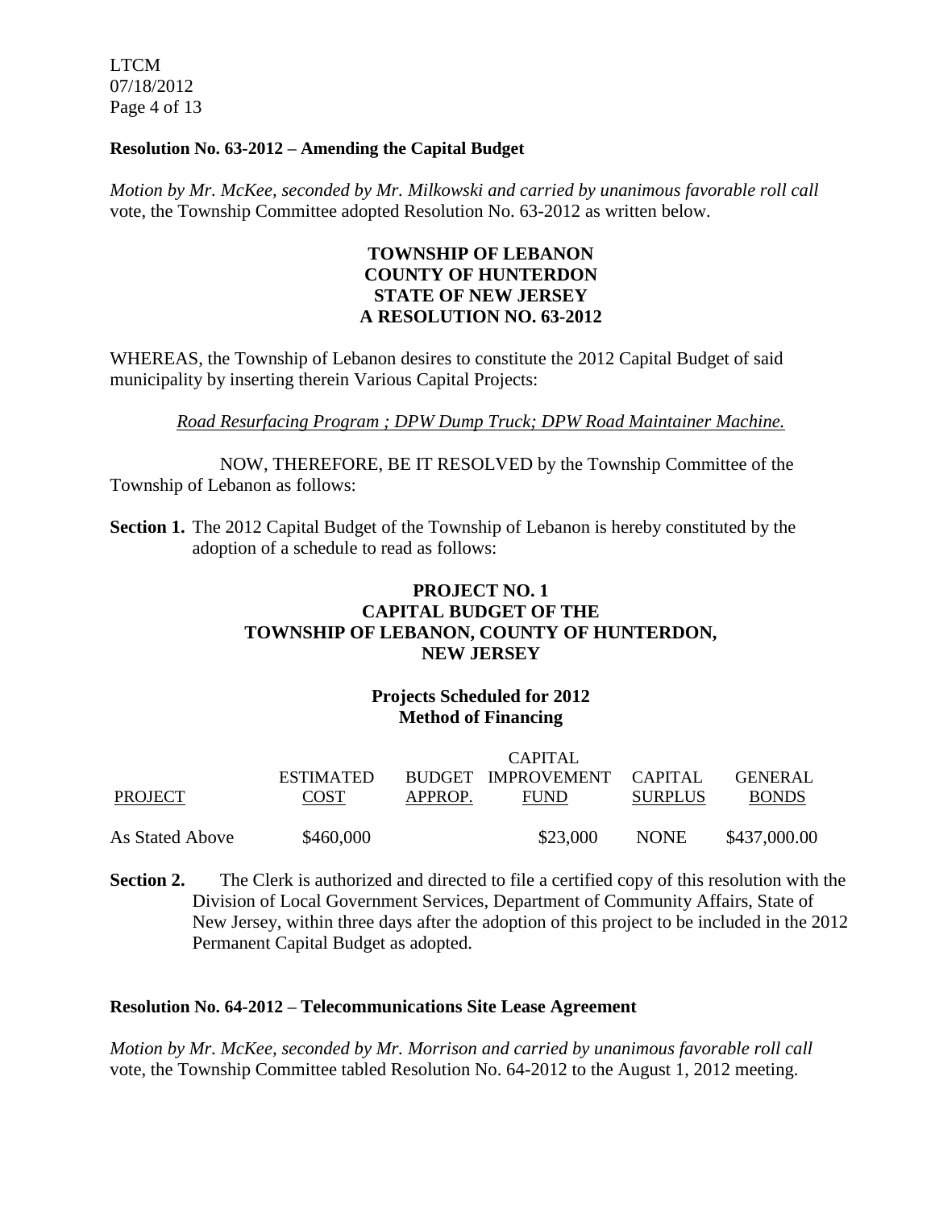**Resolution No. 63-2012 – Amending the Capital Budget**

*Motion by Mr. McKee, seconded by Mr. Milkowski and carried by unanimous favorable roll call* vote, the Township Committee adopted Resolution No. 63-2012 as written below.

**TOWNSHIP OF LEBANON**
**COUNTY OF HUNTERDON**
**STATE OF NEW JERSEY**
**A RESOLUTION NO. 63-2012**

WHEREAS, the Township of Lebanon desires to constitute the 2012 Capital Budget of said municipality by inserting therein Various Capital Projects:

*Road Resurfacing Program ; DPW Dump Truck; DPW Road Maintainer Machine.*

NOW, THEREFORE, BE IT RESOLVED by the Township Committee of the Township of Lebanon as follows:

**Section 1.** The 2012 Capital Budget of the Township of Lebanon is hereby constituted by the adoption of a schedule to read as follows:

**PROJECT NO. 1**
**CAPITAL BUDGET OF THE**
**TOWNSHIP OF LEBANON, COUNTY OF HUNTERDON, NEW JERSEY**

**Projects Scheduled for 2012**
**Method of Financing**

| PROJECT | ESTIMATED COST | BUDGET APPROP. | CAPITAL IMPROVEMENT FUND | CAPITAL SURPLUS | GENERAL BONDS |
|---|---|---|---|---|---|
| As Stated Above | $460,000 | | $23,000 | NONE | $437,000.00 |

**Section 2.** The Clerk is authorized and directed to file a certified copy of this resolution with the Division of Local Government Services, Department of Community Affairs, State of New Jersey, within three days after the adoption of this project to be included in the 2012 Permanent Capital Budget as adopted.

**Resolution No. 64-2012 – Telecommunications Site Lease Agreement**

*Motion by Mr. McKee, seconded by Mr. Morrison and carried by unanimous favorable roll call* vote, the Township Committee tabled Resolution No. 64-2012 to the August 1, 2012 meeting.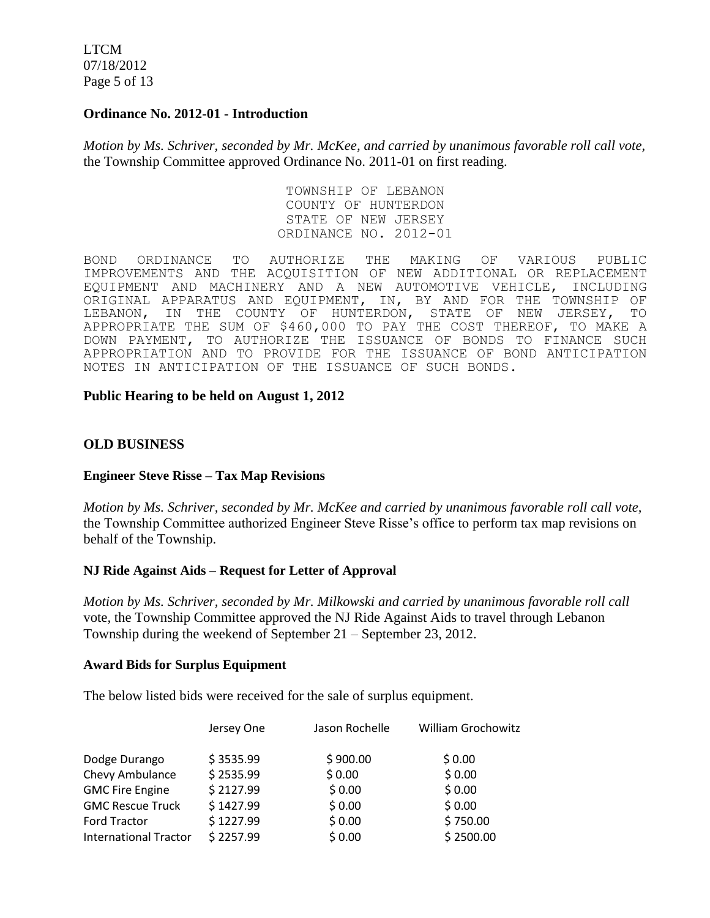**Ordinance No. 2012-01 - Introduction**

*Motion by Ms. Schriver, seconded by Mr. McKee, and carried by unanimous favorable roll call vote,* the Township Committee approved Ordinance No. 2011-01 on first reading.

TOWNSHIP OF LEBANON
COUNTY OF HUNTERDON
STATE OF NEW JERSEY
ORDINANCE NO. 2012-01

BOND ORDINANCE TO AUTHORIZE THE MAKING OF VARIOUS PUBLIC IMPROVEMENTS AND THE ACQUISITION OF NEW ADDITIONAL OR REPLACEMENT EQUIPMENT AND MACHINERY AND A NEW AUTOMOTIVE VEHICLE, INCLUDING ORIGINAL APPARATUS AND EQUIPMENT, IN, BY AND FOR THE TOWNSHIP OF LEBANON, IN THE COUNTY OF HUNTERDON, STATE OF NEW JERSEY, TO APPROPRIATE THE SUM OF $460,000 TO PAY THE COST THEREOF, TO MAKE A DOWN PAYMENT, TO AUTHORIZE THE ISSUANCE OF BONDS TO FINANCE SUCH APPROPRIATION AND TO PROVIDE FOR THE ISSUANCE OF BOND ANTICIPATION NOTES IN ANTICIPATION OF THE ISSUANCE OF SUCH BONDS.

**Public Hearing to be held on August 1, 2012**

**OLD BUSINESS**

**Engineer Steve Risse – Tax Map Revisions**

*Motion by Ms. Schriver, seconded by Mr. McKee and carried by unanimous favorable roll call vote,* the Township Committee authorized Engineer Steve Risse's office to perform tax map revisions on behalf of the Township.

**NJ Ride Against Aids – Request for Letter of Approval**

*Motion by Ms. Schriver, seconded by Mr. Milkowski and carried by unanimous favorable roll call* vote, the Township Committee approved the NJ Ride Against Aids to travel through Lebanon Township during the weekend of September 21 – September 23, 2012.

**Award Bids for Surplus Equipment**

The below listed bids were received for the sale of surplus equipment.

| | Jersey One | Jason Rochelle | William Grochowitz |
|---|---|---|---|
| Dodge Durango | $ 3535.99 | $ 900.00 | $ 0.00 |
| Chevy Ambulance | $ 2535.99 | $ 0.00 | $ 0.00 |
| GMC Fire Engine | $ 2127.99 | $ 0.00 | $ 0.00 |
| GMC Rescue Truck | $ 1427.99 | $ 0.00 | $ 0.00 |
| Ford Tractor | $ 1227.99 | $ 0.00 | $ 750.00 |
| International Tractor | $ 2257.99 | $ 0.00 | $ 2500.00 |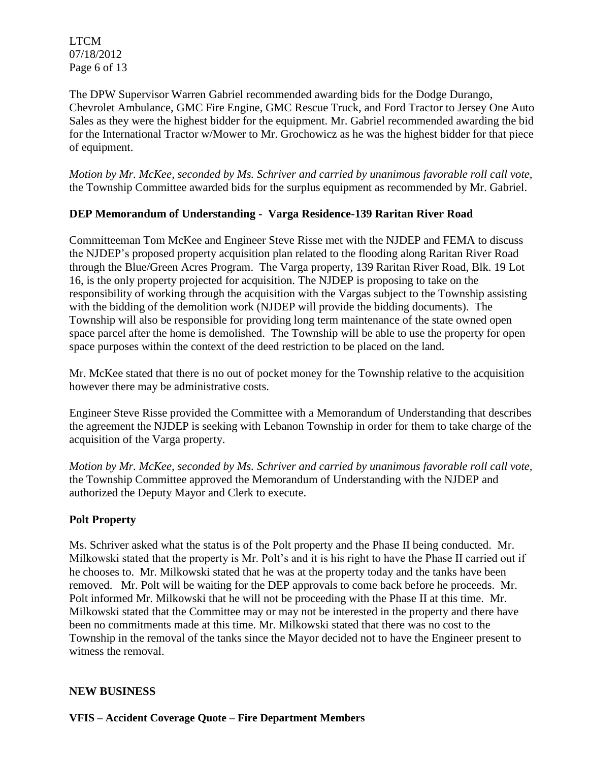The DPW Supervisor Warren Gabriel recommended awarding bids for the Dodge Durango, Chevrolet Ambulance, GMC Fire Engine, GMC Rescue Truck, and Ford Tractor to Jersey One Auto Sales as they were the highest bidder for the equipment. Mr. Gabriel recommended awarding the bid for the International Tractor w/Mower to Mr. Grochowicz as he was the highest bidder for that piece of equipment.

*Motion by Mr. McKee, seconded by Ms. Schriver and carried by unanimous favorable roll call vote,* the Township Committee awarded bids for the surplus equipment as recommended by Mr. Gabriel.

**DEP Memorandum of Understanding - Varga Residence-139 Raritan River Road**

Committeeman Tom McKee and Engineer Steve Risse met with the NJDEP and FEMA to discuss the NJDEP's proposed property acquisition plan related to the flooding along Raritan River Road through the Blue/Green Acres Program. The Varga property, 139 Raritan River Road, Blk. 19 Lot 16, is the only property projected for acquisition. The NJDEP is proposing to take on the responsibility of working through the acquisition with the Vargas subject to the Township assisting with the bidding of the demolition work (NJDEP will provide the bidding documents). The Township will also be responsible for providing long term maintenance of the state owned open space parcel after the home is demolished. The Township will be able to use the property for open space purposes within the context of the deed restriction to be placed on the land.

Mr. McKee stated that there is no out of pocket money for the Township relative to the acquisition however there may be administrative costs.

Engineer Steve Risse provided the Committee with a Memorandum of Understanding that describes the agreement the NJDEP is seeking with Lebanon Township in order for them to take charge of the acquisition of the Varga property.

*Motion by Mr. McKee, seconded by Ms. Schriver and carried by unanimous favorable roll call vote,* the Township Committee approved the Memorandum of Understanding with the NJDEP and authorized the Deputy Mayor and Clerk to execute.

**Polt Property**

Ms. Schriver asked what the status is of the Polt property and the Phase II being conducted. Mr. Milkowski stated that the property is Mr. Polt's and it is his right to have the Phase II carried out if he chooses to. Mr. Milkowski stated that he was at the property today and the tanks have been removed. Mr. Polt will be waiting for the DEP approvals to come back before he proceeds. Mr. Polt informed Mr. Milkowski that he will not be proceeding with the Phase II at this time. Mr. Milkowski stated that the Committee may or may not be interested in the property and there have been no commitments made at this time. Mr. Milkowski stated that there was no cost to the Township in the removal of the tanks since the Mayor decided not to have the Engineer present to witness the removal.

**NEW BUSINESS**

**VFIS – Accident Coverage Quote – Fire Department Members**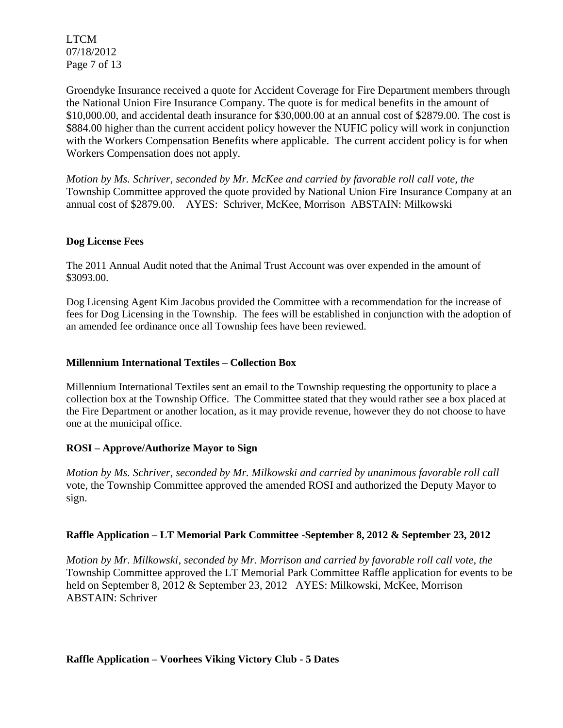Groendyke Insurance received a quote for Accident Coverage for Fire Department members through the National Union Fire Insurance Company. The quote is for medical benefits in the amount of $10,000.00, and accidental death insurance for $30,000.00 at an annual cost of $2879.00. The cost is $884.00 higher than the current accident policy however the NUFIC policy will work in conjunction with the Workers Compensation Benefits where applicable. The current accident policy is for when Workers Compensation does not apply.

*Motion by Ms. Schriver, seconded by Mr. McKee and carried by favorable roll call vote, the* Township Committee approved the quote provided by National Union Fire Insurance Company at an annual cost of $2879.00. AYES: Schriver, McKee, Morrison ABSTAIN: Milkowski

**Dog License Fees**

The 2011 Annual Audit noted that the Animal Trust Account was over expended in the amount of $3093.00.

Dog Licensing Agent Kim Jacobus provided the Committee with a recommendation for the increase of fees for Dog Licensing in the Township. The fees will be established in conjunction with the adoption of an amended fee ordinance once all Township fees have been reviewed.

**Millennium International Textiles – Collection Box**

Millennium International Textiles sent an email to the Township requesting the opportunity to place a collection box at the Township Office. The Committee stated that they would rather see a box placed at the Fire Department or another location, as it may provide revenue, however they do not choose to have one at the municipal office.

**ROSI – Approve/Authorize Mayor to Sign**

*Motion by Ms. Schriver, seconded by Mr. Milkowski and carried by unanimous favorable roll call* vote, the Township Committee approved the amended ROSI and authorized the Deputy Mayor to sign.

**Raffle Application – LT Memorial Park Committee -September 8, 2012 & September 23, 2012**

*Motion by Mr. Milkowski, seconded by Mr. Morrison and carried by favorable roll call vote, the* Township Committee approved the LT Memorial Park Committee Raffle application for events to be held on September 8, 2012 & September 23, 2012 AYES: Milkowski, McKee, Morrison ABSTAIN: Schriver

**Raffle Application – Voorhees Viking Victory Club - 5 Dates**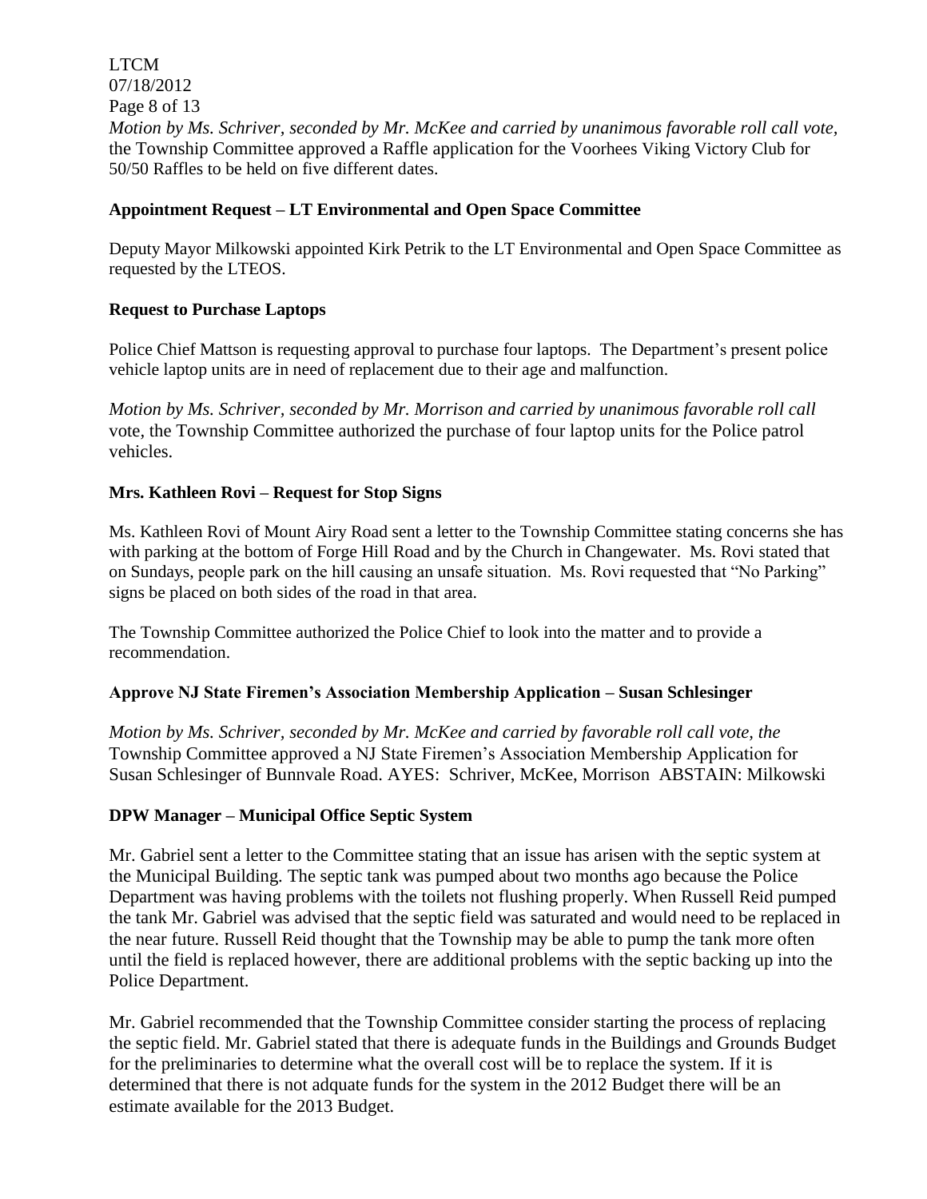*Motion by Ms. Schriver, seconded by Mr. McKee and carried by unanimous favorable roll call vote,* the Township Committee approved a Raffle application for the Voorhees Viking Victory Club for 50/50 Raffles to be held on five different dates.

**Appointment Request – LT Environmental and Open Space Committee**

Deputy Mayor Milkowski appointed Kirk Petrik to the LT Environmental and Open Space Committee as requested by the LTEOS.

**Request to Purchase Laptops**

Police Chief Mattson is requesting approval to purchase four laptops. The Department's present police vehicle laptop units are in need of replacement due to their age and malfunction.

*Motion by Ms. Schriver, seconded by Mr. Morrison and carried by unanimous favorable roll call* vote, the Township Committee authorized the purchase of four laptop units for the Police patrol vehicles.

**Mrs. Kathleen Rovi – Request for Stop Signs**

Ms. Kathleen Rovi of Mount Airy Road sent a letter to the Township Committee stating concerns she has with parking at the bottom of Forge Hill Road and by the Church in Changewater. Ms. Rovi stated that on Sundays, people park on the hill causing an unsafe situation. Ms. Rovi requested that "No Parking" signs be placed on both sides of the road in that area.

The Township Committee authorized the Police Chief to look into the matter and to provide a recommendation.

**Approve NJ State Firemen's Association Membership Application – Susan Schlesinger**

*Motion by Ms. Schriver, seconded by Mr. McKee and carried by favorable roll call vote, the* Township Committee approved a NJ State Firemen's Association Membership Application for Susan Schlesinger of Bunnvale Road. AYES: Schriver, McKee, Morrison ABSTAIN: Milkowski

**DPW Manager – Municipal Office Septic System**

Mr. Gabriel sent a letter to the Committee stating that an issue has arisen with the septic system at the Municipal Building. The septic tank was pumped about two months ago because the Police Department was having problems with the toilets not flushing properly. When Russell Reid pumped the tank Mr. Gabriel was advised that the septic field was saturated and would need to be replaced in the near future. Russell Reid thought that the Township may be able to pump the tank more often until the field is replaced however, there are additional problems with the septic backing up into the Police Department.

Mr. Gabriel recommended that the Township Committee consider starting the process of replacing the septic field. Mr. Gabriel stated that there is adequate funds in the Buildings and Grounds Budget for the preliminaries to determine what the overall cost will be to replace the system. If it is determined that there is not adquate funds for the system in the 2012 Budget there will be an estimate available for the 2013 Budget.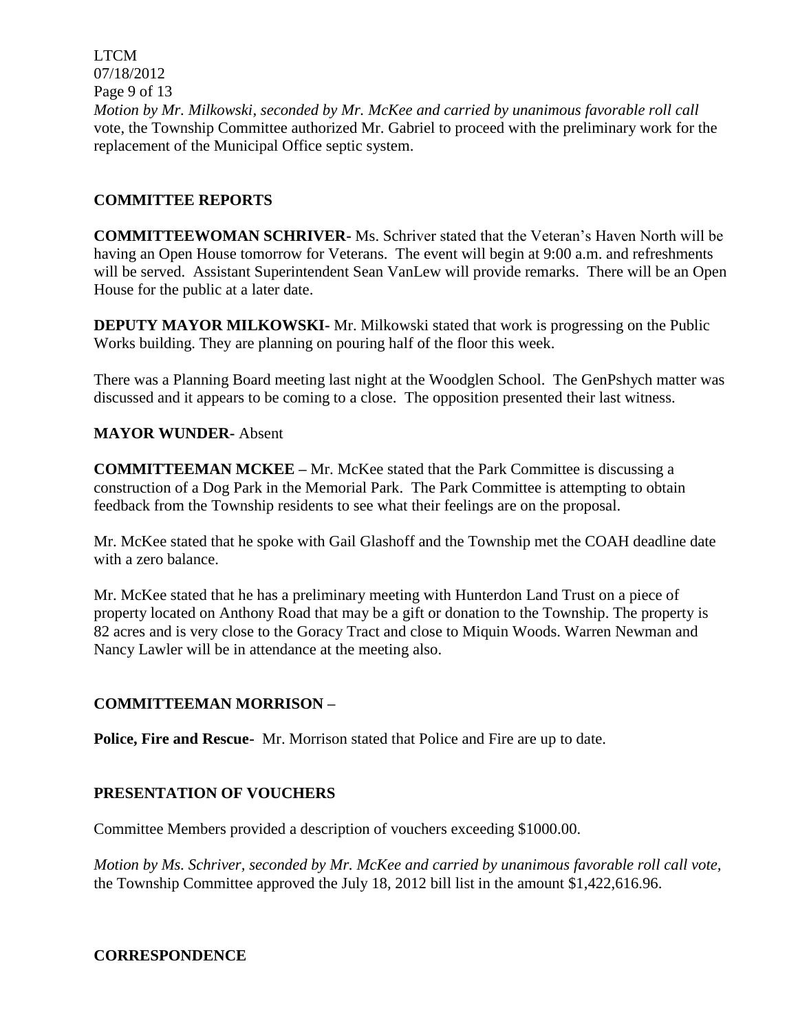*Motion by Mr. Milkowski, seconded by Mr. McKee and carried by unanimous favorable roll call* vote, the Township Committee authorized Mr. Gabriel to proceed with the preliminary work for the replacement of the Municipal Office septic system.

## COMMITTEE REPORTS

**COMMITTEEWOMAN SCHRIVER-** Ms. Schriver stated that the Veteran's Haven North will be having an Open House tomorrow for Veterans. The event will begin at 9:00 a.m. and refreshments will be served. Assistant Superintendent Sean VanLew will provide remarks. There will be an Open House for the public at a later date.

**DEPUTY MAYOR MILKOWSKI-** Mr. Milkowski stated that work is progressing on the Public Works building. They are planning on pouring half of the floor this week.

There was a Planning Board meeting last night at the Woodglen School. The GenPshych matter was discussed and it appears to be coming to a close. The opposition presented their last witness.

**MAYOR WUNDER-** Absent

**COMMITTEEMAN MCKEE –** Mr. McKee stated that the Park Committee is discussing a construction of a Dog Park in the Memorial Park. The Park Committee is attempting to obtain feedback from the Township residents to see what their feelings are on the proposal.

Mr. McKee stated that he spoke with Gail Glashoff and the Township met the COAH deadline date with a zero balance.

Mr. McKee stated that he has a preliminary meeting with Hunterdon Land Trust on a piece of property located on Anthony Road that may be a gift or donation to the Township. The property is 82 acres and is very close to the Goracy Tract and close to Miquin Woods. Warren Newman and Nancy Lawler will be in attendance at the meeting also.

**COMMITTEEMAN MORRISON –**

**Police, Fire and Rescue-** Mr. Morrison stated that Police and Fire are up to date.

## PRESENTATION OF VOUCHERS

Committee Members provided a description of vouchers exceeding $1000.00.

*Motion by Ms. Schriver, seconded by Mr. McKee and carried by unanimous favorable roll call vote,* the Township Committee approved the July 18, 2012 bill list in the amount $1,422,616.96.

## CORRESPONDENCE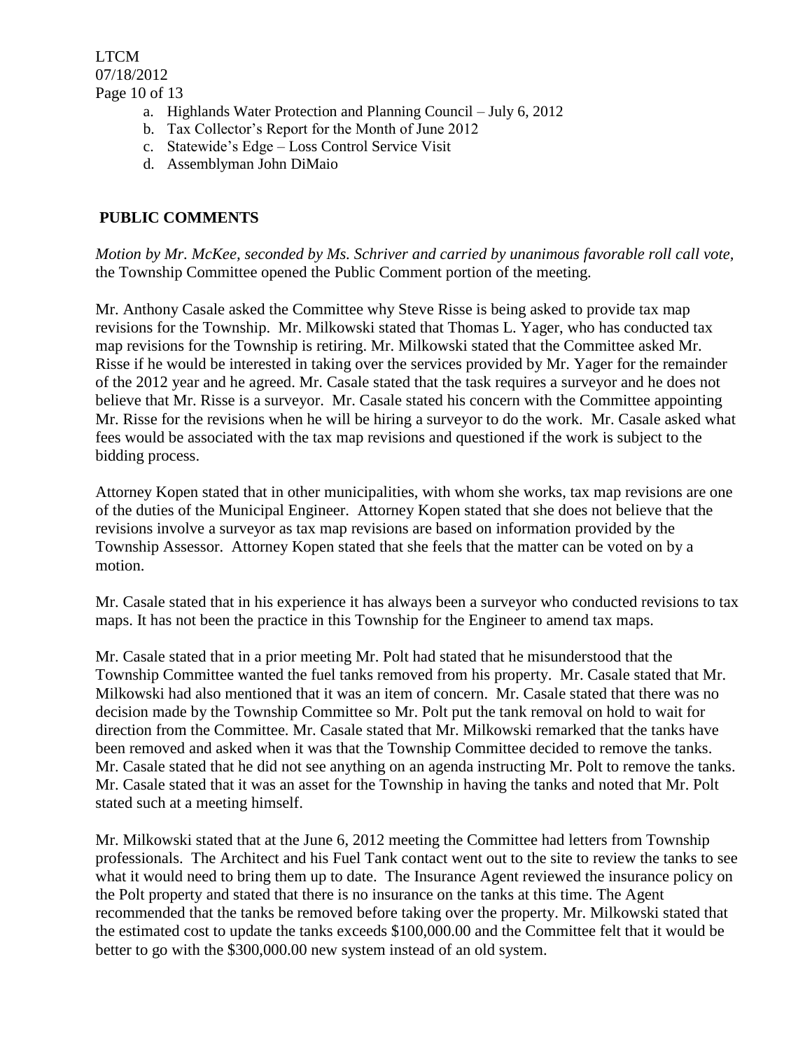a. Highlands Water Protection and Planning Council – July 6, 2012
b. Tax Collector's Report for the Month of June 2012
c. Statewide's Edge – Loss Control Service Visit
d. Assemblyman John DiMaio

## PUBLIC COMMENTS

*Motion by Mr. McKee, seconded by Ms. Schriver and carried by unanimous favorable roll call vote,* the Township Committee opened the Public Comment portion of the meeting.

Mr. Anthony Casale asked the Committee why Steve Risse is being asked to provide tax map revisions for the Township. Mr. Milkowski stated that Thomas L. Yager, who has conducted tax map revisions for the Township is retiring. Mr. Milkowski stated that the Committee asked Mr. Risse if he would be interested in taking over the services provided by Mr. Yager for the remainder of the 2012 year and he agreed. Mr. Casale stated that the task requires a surveyor and he does not believe that Mr. Risse is a surveyor. Mr. Casale stated his concern with the Committee appointing Mr. Risse for the revisions when he will be hiring a surveyor to do the work. Mr. Casale asked what fees would be associated with the tax map revisions and questioned if the work is subject to the bidding process.

Attorney Kopen stated that in other municipalities, with whom she works, tax map revisions are one of the duties of the Municipal Engineer. Attorney Kopen stated that she does not believe that the revisions involve a surveyor as tax map revisions are based on information provided by the Township Assessor. Attorney Kopen stated that she feels that the matter can be voted on by a motion.

Mr. Casale stated that in his experience it has always been a surveyor who conducted revisions to tax maps. It has not been the practice in this Township for the Engineer to amend tax maps.

Mr. Casale stated that in a prior meeting Mr. Polt had stated that he misunderstood that the Township Committee wanted the fuel tanks removed from his property. Mr. Casale stated that Mr. Milkowski had also mentioned that it was an item of concern. Mr. Casale stated that there was no decision made by the Township Committee so Mr. Polt put the tank removal on hold to wait for direction from the Committee. Mr. Casale stated that Mr. Milkowski remarked that the tanks have been removed and asked when it was that the Township Committee decided to remove the tanks. Mr. Casale stated that he did not see anything on an agenda instructing Mr. Polt to remove the tanks. Mr. Casale stated that it was an asset for the Township in having the tanks and noted that Mr. Polt stated such at a meeting himself.

Mr. Milkowski stated that at the June 6, 2012 meeting the Committee had letters from Township professionals. The Architect and his Fuel Tank contact went out to the site to review the tanks to see what it would need to bring them up to date. The Insurance Agent reviewed the insurance policy on the Polt property and stated that there is no insurance on the tanks at this time. The Agent recommended that the tanks be removed before taking over the property. Mr. Milkowski stated that the estimated cost to update the tanks exceeds $100,000.00 and the Committee felt that it would be better to go with the $300,000.00 new system instead of an old system.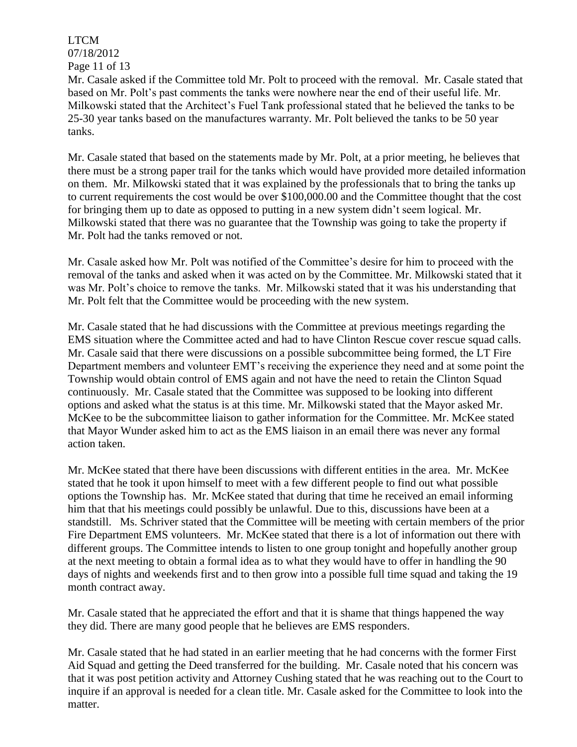Mr. Casale asked if the Committee told Mr. Polt to proceed with the removal. Mr. Casale stated that based on Mr. Polt's past comments the tanks were nowhere near the end of their useful life. Mr. Milkowski stated that the Architect's Fuel Tank professional stated that he believed the tanks to be 25-30 year tanks based on the manufactures warranty. Mr. Polt believed the tanks to be 50 year tanks.

Mr. Casale stated that based on the statements made by Mr. Polt, at a prior meeting, he believes that there must be a strong paper trail for the tanks which would have provided more detailed information on them. Mr. Milkowski stated that it was explained by the professionals that to bring the tanks up to current requirements the cost would be over $100,000.00 and the Committee thought that the cost for bringing them up to date as opposed to putting in a new system didn't seem logical. Mr. Milkowski stated that there was no guarantee that the Township was going to take the property if Mr. Polt had the tanks removed or not.

Mr. Casale asked how Mr. Polt was notified of the Committee's desire for him to proceed with the removal of the tanks and asked when it was acted on by the Committee. Mr. Milkowski stated that it was Mr. Polt's choice to remove the tanks. Mr. Milkowski stated that it was his understanding that Mr. Polt felt that the Committee would be proceeding with the new system.

Mr. Casale stated that he had discussions with the Committee at previous meetings regarding the EMS situation where the Committee acted and had to have Clinton Rescue cover rescue squad calls. Mr. Casale said that there were discussions on a possible subcommittee being formed, the LT Fire Department members and volunteer EMT's receiving the experience they need and at some point the Township would obtain control of EMS again and not have the need to retain the Clinton Squad continuously. Mr. Casale stated that the Committee was supposed to be looking into different options and asked what the status is at this time. Mr. Milkowski stated that the Mayor asked Mr. McKee to be the subcommittee liaison to gather information for the Committee. Mr. McKee stated that Mayor Wunder asked him to act as the EMS liaison in an email there was never any formal action taken.

Mr. McKee stated that there have been discussions with different entities in the area. Mr. McKee stated that he took it upon himself to meet with a few different people to find out what possible options the Township has. Mr. McKee stated that during that time he received an email informing him that that his meetings could possibly be unlawful. Due to this, discussions have been at a standstill. Ms. Schriver stated that the Committee will be meeting with certain members of the prior Fire Department EMS volunteers. Mr. McKee stated that there is a lot of information out there with different groups. The Committee intends to listen to one group tonight and hopefully another group at the next meeting to obtain a formal idea as to what they would have to offer in handling the 90 days of nights and weekends first and to then grow into a possible full time squad and taking the 19 month contract away.

Mr. Casale stated that he appreciated the effort and that it is shame that things happened the way they did. There are many good people that he believes are EMS responders.

Mr. Casale stated that he had stated in an earlier meeting that he had concerns with the former First Aid Squad and getting the Deed transferred for the building. Mr. Casale noted that his concern was that it was post petition activity and Attorney Cushing stated that he was reaching out to the Court to inquire if an approval is needed for a clean title. Mr. Casale asked for the Committee to look into the matter.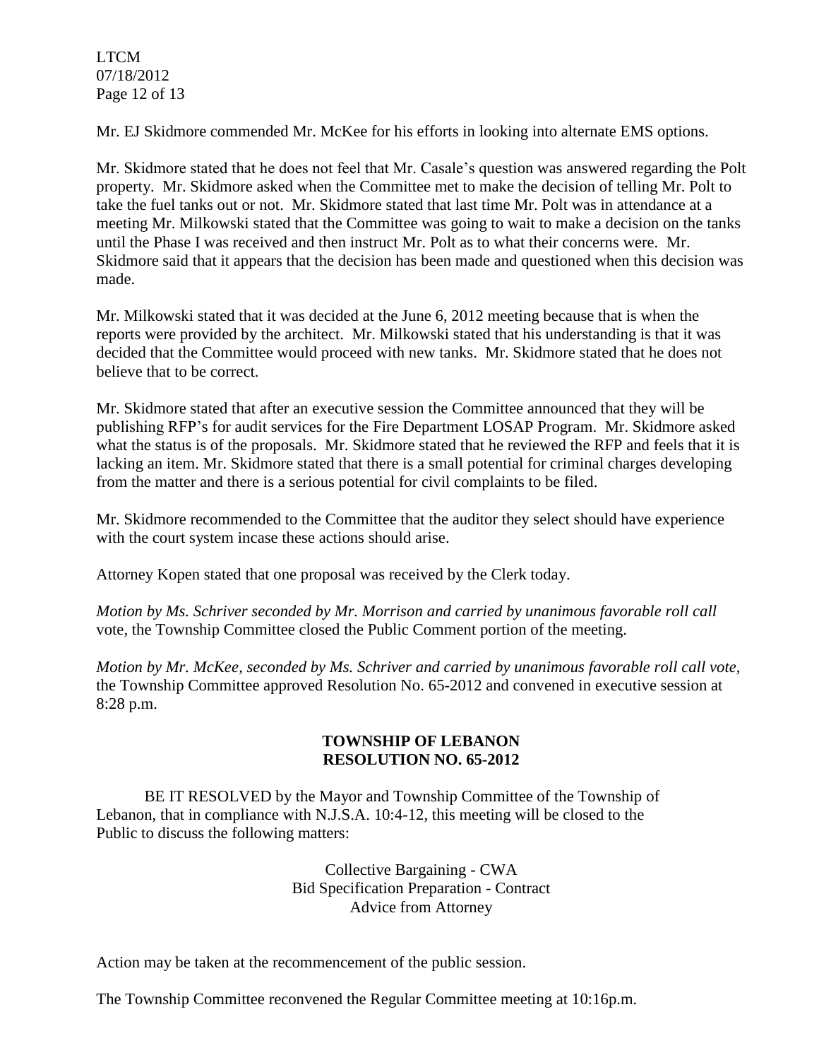Mr. EJ Skidmore commended Mr. McKee for his efforts in looking into alternate EMS options.

Mr. Skidmore stated that he does not feel that Mr. Casale's question was answered regarding the Polt property. Mr. Skidmore asked when the Committee met to make the decision of telling Mr. Polt to take the fuel tanks out or not. Mr. Skidmore stated that last time Mr. Polt was in attendance at a meeting Mr. Milkowski stated that the Committee was going to wait to make a decision on the tanks until the Phase I was received and then instruct Mr. Polt as to what their concerns were. Mr. Skidmore said that it appears that the decision has been made and questioned when this decision was made.

Mr. Milkowski stated that it was decided at the June 6, 2012 meeting because that is when the reports were provided by the architect. Mr. Milkowski stated that his understanding is that it was decided that the Committee would proceed with new tanks. Mr. Skidmore stated that he does not believe that to be correct.

Mr. Skidmore stated that after an executive session the Committee announced that they will be publishing RFP's for audit services for the Fire Department LOSAP Program. Mr. Skidmore asked what the status is of the proposals. Mr. Skidmore stated that he reviewed the RFP and feels that it is lacking an item. Mr. Skidmore stated that there is a small potential for criminal charges developing from the matter and there is a serious potential for civil complaints to be filed.

Mr. Skidmore recommended to the Committee that the auditor they select should have experience with the court system incase these actions should arise.

Attorney Kopen stated that one proposal was received by the Clerk today.

*Motion by Ms. Schriver seconded by Mr. Morrison and carried by unanimous favorable roll call* vote, the Township Committee closed the Public Comment portion of the meeting.

*Motion by Mr. McKee, seconded by Ms. Schriver and carried by unanimous favorable roll call vote,* the Township Committee approved Resolution No. 65-2012 and convened in executive session at 8:28 p.m.

**TOWNSHIP OF LEBANON**
**RESOLUTION NO. 65-2012**

BE IT RESOLVED by the Mayor and Township Committee of the Township of Lebanon, that in compliance with N.J.S.A. 10:4-12, this meeting will be closed to the Public to discuss the following matters:

Collective Bargaining - CWA
Bid Specification Preparation - Contract
Advice from Attorney

Action may be taken at the recommencement of the public session.

The Township Committee reconvened the Regular Committee meeting at 10:16p.m.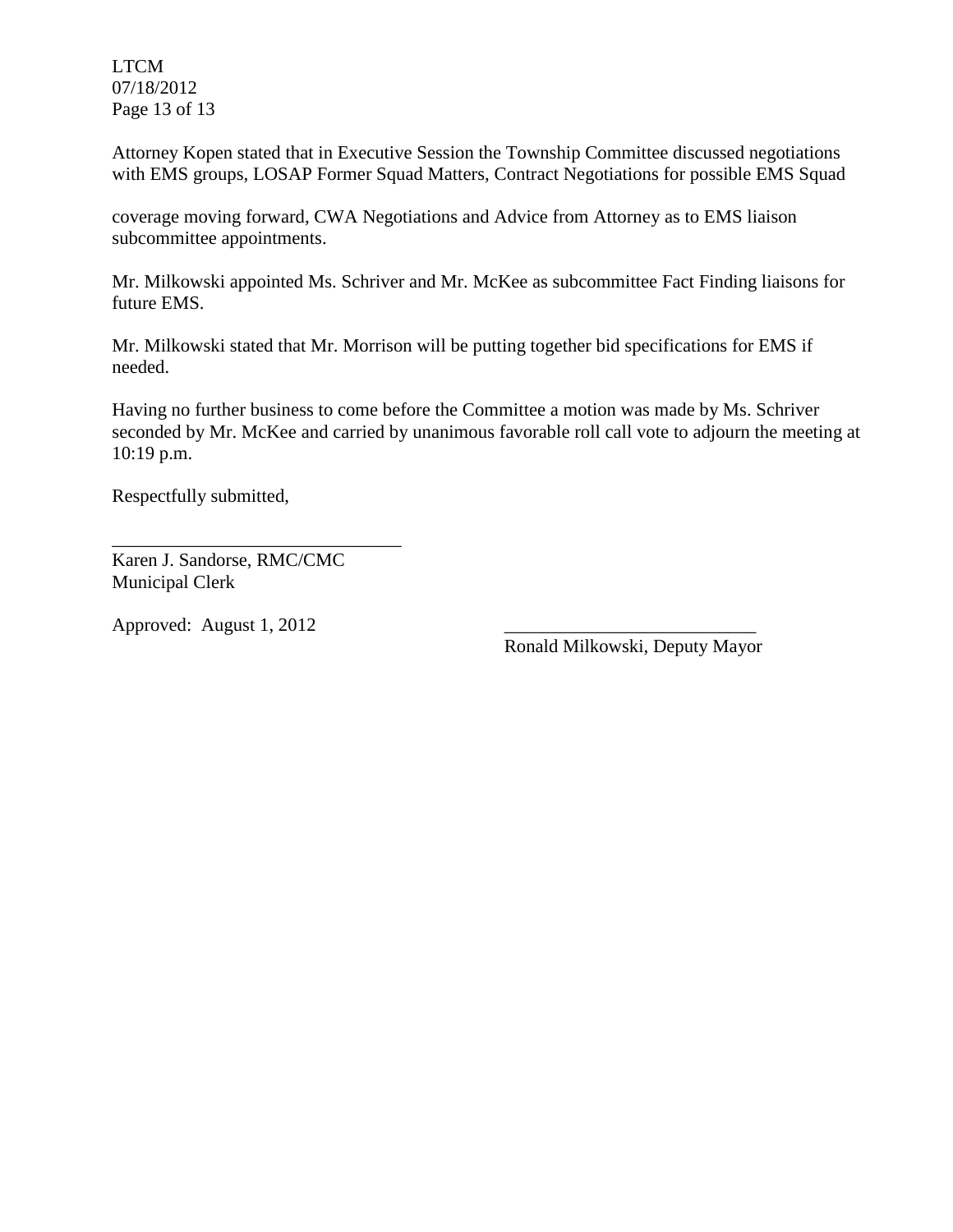Attorney Kopen stated that in Executive Session the Township Committee discussed negotiations with EMS groups, LOSAP Former Squad Matters, Contract Negotiations for possible EMS Squad coverage moving forward, CWA Negotiations and Advice from Attorney as to EMS liaison subcommittee appointments.

Mr. Milkowski appointed Ms. Schriver and Mr. McKee as subcommittee Fact Finding liaisons for future EMS.

Mr. Milkowski stated that Mr. Morrison will be putting together bid specifications for EMS if needed.

Having no further business to come before the Committee a motion was made by Ms. Schriver seconded by Mr. McKee and carried by unanimous favorable roll call vote to adjourn the meeting at 10:19 p.m.

Respectfully submitted,

_______________________________
Karen J. Sandorse, RMC/CMC
Municipal Clerk

Approved: August 1, 2012

___________________________
Ronald Milkowski, Deputy Mayor